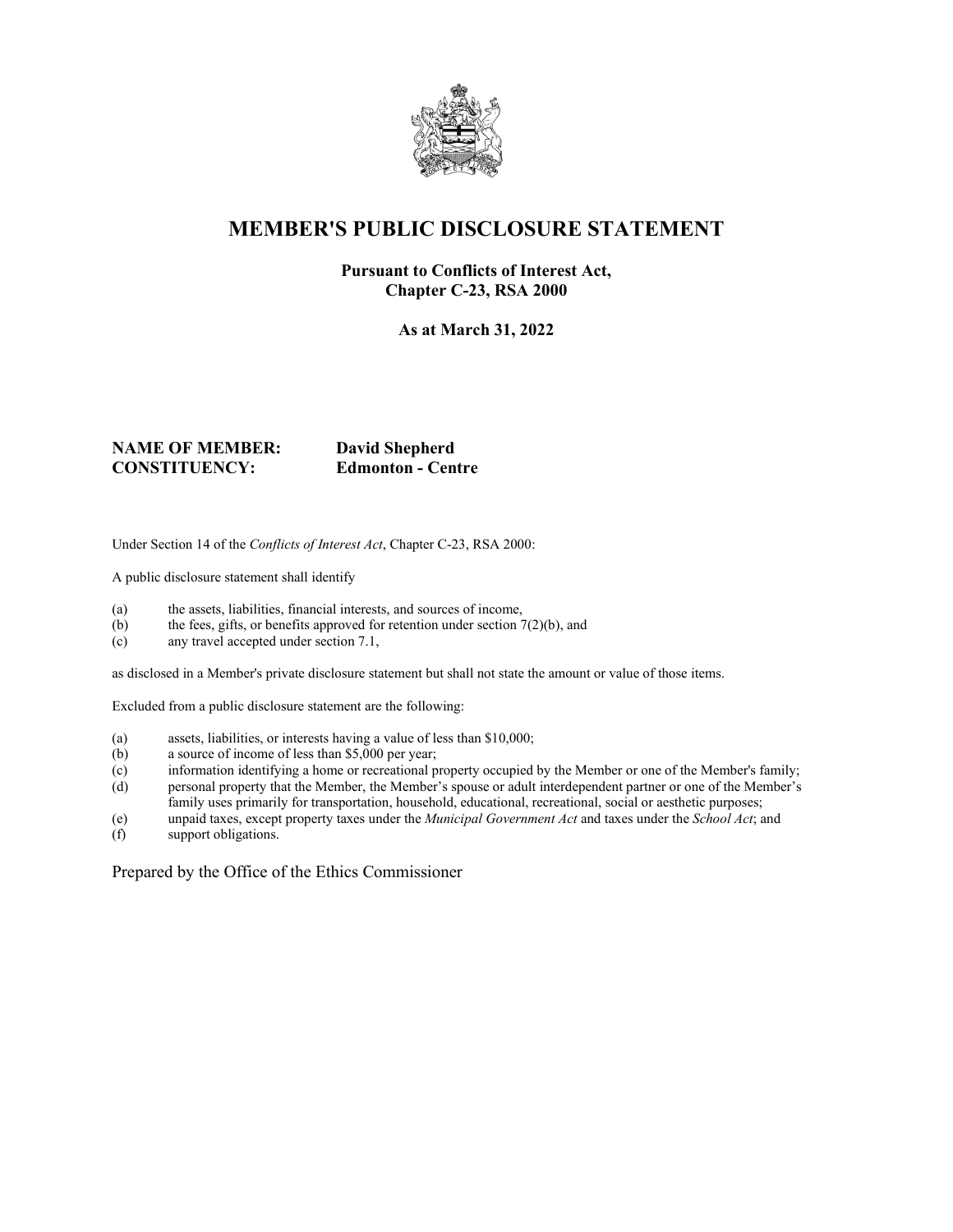# MEMBER'S PUBLIC DISCLOSURE STATEMENT

**Pursuant to Conflicts of Interest Act, Chapter C-23, RSA 2000**

**As at March 31, 2022**

**NAME OF MEMBER:** **David Shepherd**
**CONSTITUENCY:** **Edmonton - Centre**

Under Section 14 of the *Conflicts of Interest Act*, Chapter C-23, RSA 2000:

A public disclosure statement shall identify

(a) the assets, liabilities, financial interests, and sources of income,
(b) the fees, gifts, or benefits approved for retention under section 7(2)(b), and
(c) any travel accepted under section 7.1,

as disclosed in a Member's private disclosure statement but shall not state the amount or value of those items.

Excluded from a public disclosure statement are the following:

(a) assets, liabilities, or interests having a value of less than $10,000;
(b) a source of income of less than $5,000 per year;
(c) information identifying a home or recreational property occupied by the Member or one of the Member's family;
(d) personal property that the Member, the Member's spouse or adult interdependent partner or one of the Member's family uses primarily for transportation, household, educational, recreational, social or aesthetic purposes;
(e) unpaid taxes, except property taxes under the *Municipal Government Act* and taxes under the *School Act*; and
(f) support obligations.

Prepared by the Office of the Ethics Commissioner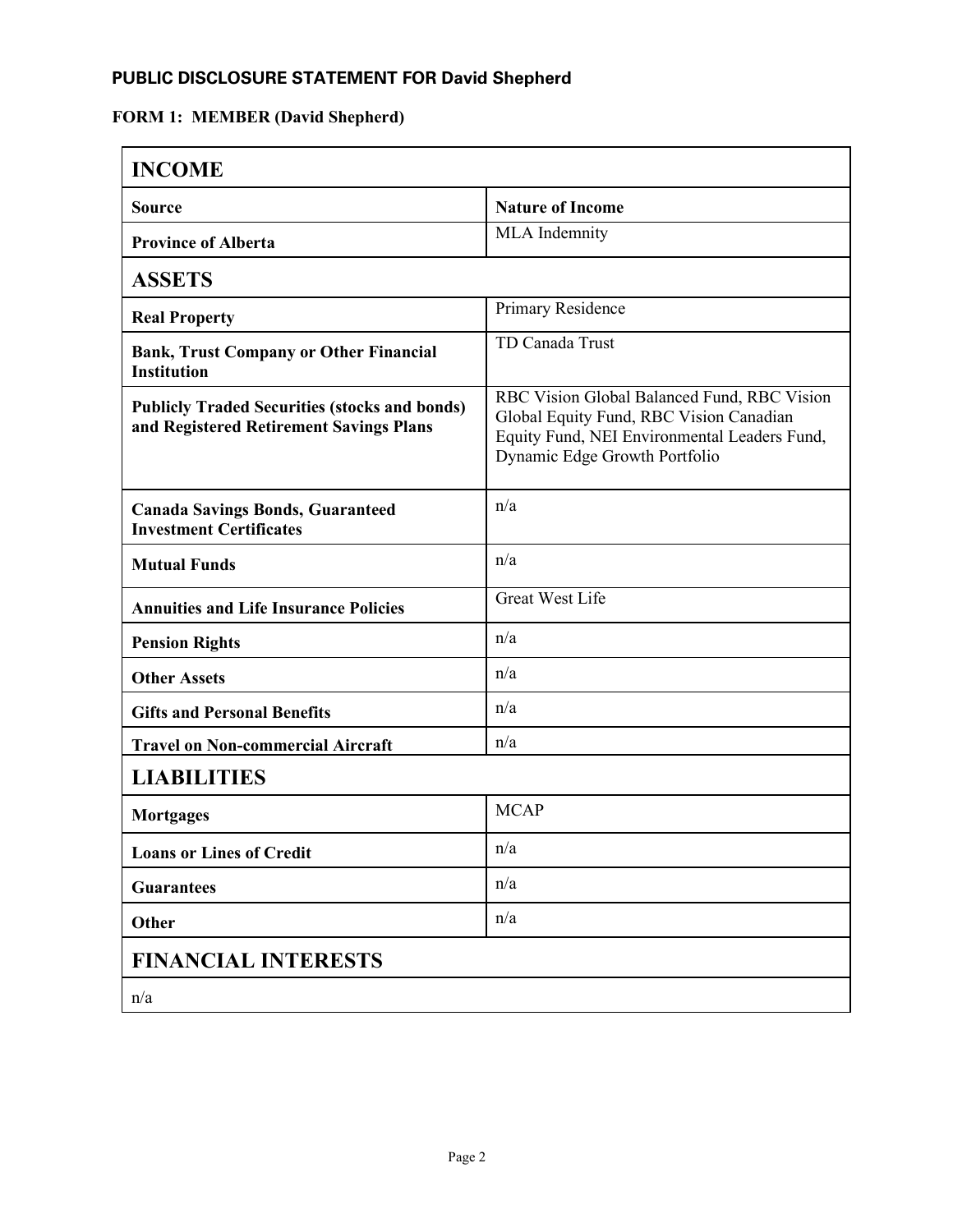**PUBLIC DISCLOSURE STATEMENT FOR David Shepherd**

**FORM 1: MEMBER (David Shepherd)**

| INCOME | |
|---|---|
| **Source** | **Nature of Income** |
| **Province of Alberta** | MLA Indemnity |
| **ASSETS** | |
| **Real Property** | Primary Residence |
| **Bank, Trust Company or Other Financial Institution** | TD Canada Trust |
| **Publicly Traded Securities (stocks and bonds) and Registered Retirement Savings Plans** | RBC Vision Global Balanced Fund, RBC Vision Global Equity Fund, RBC Vision Canadian Equity Fund, NEI Environmental Leaders Fund, Dynamic Edge Growth Portfolio |
| **Canada Savings Bonds, Guaranteed Investment Certificates** | n/a |
| **Mutual Funds** | n/a |
| **Annuities and Life Insurance Policies** | Great West Life |
| **Pension Rights** | n/a |
| **Other Assets** | n/a |
| **Gifts and Personal Benefits** | n/a |
| **Travel on Non-commercial Aircraft** | n/a |
| **LIABILITIES** | |
| **Mortgages** | MCAP |
| **Loans or Lines of Credit** | n/a |
| **Guarantees** | n/a |
| **Other** | n/a |
| **FINANCIAL INTERESTS** | |
| n/a | |